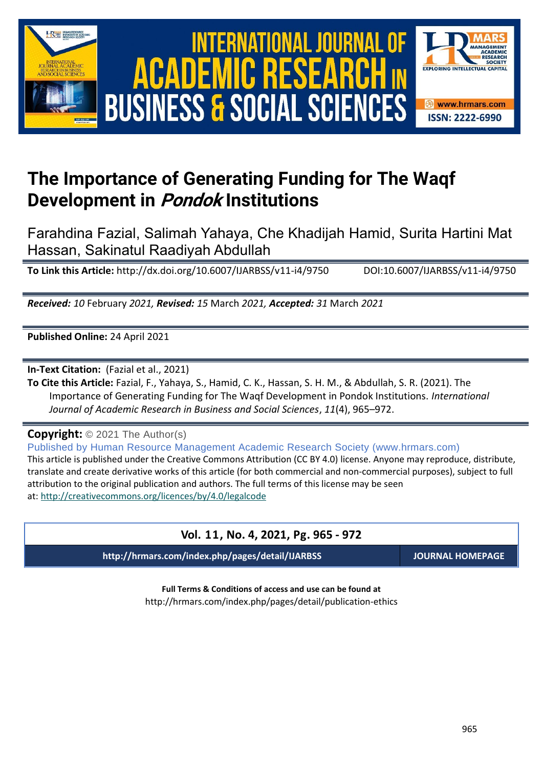# The Importance of Generating Funding for The Waqf Development in *Pondok* Institutions

Farahdina Fazial, Salimah Yahaya, Che Khadijah Hamid, Surita Hartini Mat Hassan, Sakinatul Raadiyah Abdullah

**To Link this Article:** http://dx.doi.org/10.6007/IJARBSS/v11-i4/9750 DOI:10.6007/IJARBSS/v11-i4/9750

***Received:** 10* February *2021, **Revised:** 15* March *2021, **Accepted:** 31* March *2021*

**Published Online:** 24 April 2021

**In-Text Citation:** (Fazial et al., 2021)

**To Cite this Article:** Fazial, F., Yahaya, S., Hamid, C. K., Hassan, S. H. M., & Abdullah, S. R. (2021). The Importance of Generating Funding for The Waqf Development in Pondok Institutions. *International Journal of Academic Research in Business and Social Sciences*, *11*(4), 965–972.

**Copyright:** © 2021 The Author(s)

Published by Human Resource Management Academic Research Society (www.hrmars.com)

This article is published under the Creative Commons Attribution (CC BY 4.0) license. Anyone may reproduce, distribute, translate and create derivative works of this article (for both commercial and non-commercial purposes), subject to full attribution to the original publication and authors. The full terms of this license may be seen at: http://creativecommons.org/licences/by/4.0/legalcode

**Vol. 11, No. 4, 2021, Pg. 965 - 972**

**http://hrmars.com/index.php/pages/detail/IJARBSS** **JOURNAL HOMEPAGE**

**Full Terms & Conditions of access and use can be found at**

http://hrmars.com/index.php/pages/detail/publication-ethics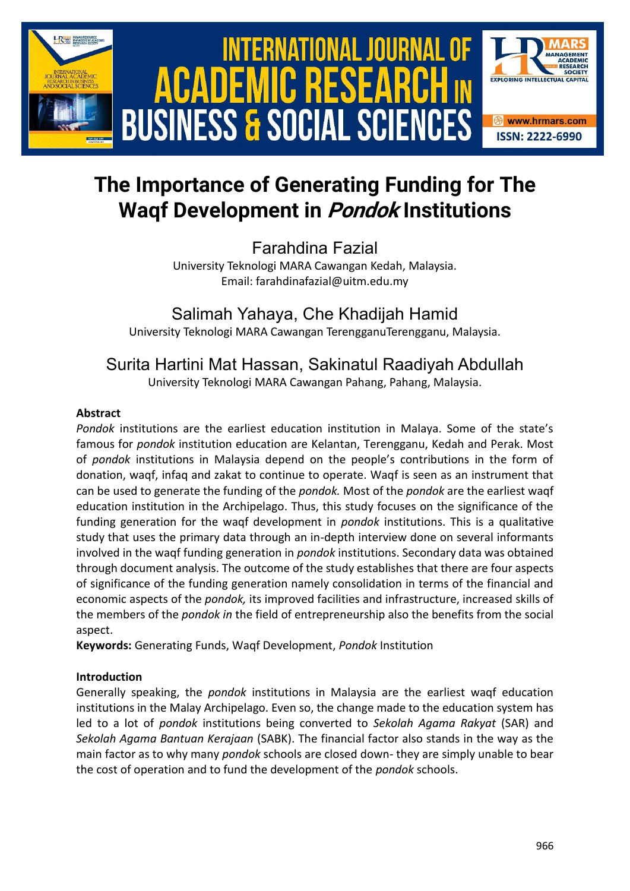# The Importance of Generating Funding for The Waqf Development in *Pondok* Institutions

Farahdina Fazial
University Teknologi MARA Cawangan Kedah, Malaysia.
Email: farahdinafazial@uitm.edu.my

Salimah Yahaya, Che Khadijah Hamid
University Teknologi MARA Cawangan TerengganuTerengganu, Malaysia.

Surita Hartini Mat Hassan, Sakinatul Raadiyah Abdullah
University Teknologi MARA Cawangan Pahang, Pahang, Malaysia.

**Abstract**

*Pondok* institutions are the earliest education institution in Malaya. Some of the state's famous for *pondok* institution education are Kelantan, Terengganu, Kedah and Perak. Most of *pondok* institutions in Malaysia depend on the people's contributions in the form of donation, waqf, infaq and zakat to continue to operate. Waqf is seen as an instrument that can be used to generate the funding of the *pondok.* Most of the *pondok* are the earliest waqf education institution in the Archipelago. Thus, this study focuses on the significance of the funding generation for the waqf development in *pondok* institutions. This is a qualitative study that uses the primary data through an in-depth interview done on several informants involved in the waqf funding generation in *pondok* institutions. Secondary data was obtained through document analysis. The outcome of the study establishes that there are four aspects of significance of the funding generation namely consolidation in terms of the financial and economic aspects of the *pondok,* its improved facilities and infrastructure, increased skills of the members of the *pondok in* the field of entrepreneurship also the benefits from the social aspect.

**Keywords:** Generating Funds, Waqf Development, *Pondok* Institution

**Introduction**

Generally speaking, the *pondok* institutions in Malaysia are the earliest waqf education institutions in the Malay Archipelago. Even so, the change made to the education system has led to a lot of *pondok* institutions being converted to *Sekolah Agama Rakyat* (SAR) and *Sekolah Agama Bantuan Kerajaan* (SABK). The financial factor also stands in the way as the main factor as to why many *pondok* schools are closed down- they are simply unable to bear the cost of operation and to fund the development of the *pondok* schools.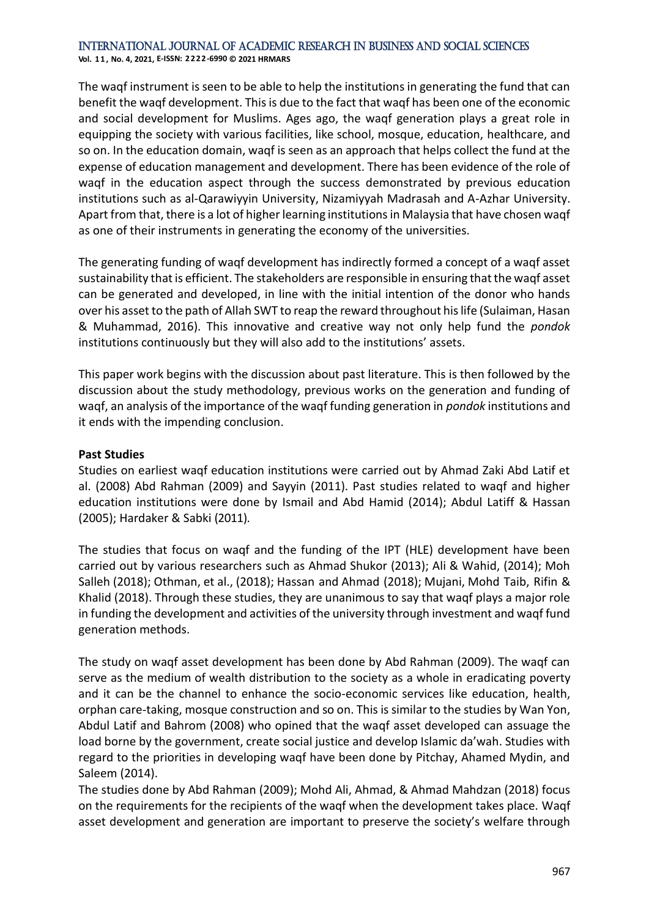The waqf instrument is seen to be able to help the institutions in generating the fund that can benefit the waqf development. This is due to the fact that waqf has been one of the economic and social development for Muslims. Ages ago, the waqf generation plays a great role in equipping the society with various facilities, like school, mosque, education, healthcare, and so on. In the education domain, waqf is seen as an approach that helps collect the fund at the expense of education management and development. There has been evidence of the role of waqf in the education aspect through the success demonstrated by previous education institutions such as al-Qarawiyyin University, Nizamiyyah Madrasah and A-Azhar University. Apart from that, there is a lot of higher learning institutions in Malaysia that have chosen waqf as one of their instruments in generating the economy of the universities.

The generating funding of waqf development has indirectly formed a concept of a waqf asset sustainability that is efficient. The stakeholders are responsible in ensuring that the waqf asset can be generated and developed, in line with the initial intention of the donor who hands over his asset to the path of Allah SWT to reap the reward throughout his life (Sulaiman, Hasan & Muhammad, 2016). This innovative and creative way not only help fund the *pondok* institutions continuously but they will also add to the institutions' assets.

This paper work begins with the discussion about past literature. This is then followed by the discussion about the study methodology, previous works on the generation and funding of waqf, an analysis of the importance of the waqf funding generation in *pondok* institutions and it ends with the impending conclusion.

**Past Studies**

Studies on earliest waqf education institutions were carried out by Ahmad Zaki Abd Latif et al. (2008) Abd Rahman (2009) and Sayyin (2011). Past studies related to waqf and higher education institutions were done by Ismail and Abd Hamid (2014); Abdul Latiff & Hassan (2005); Hardaker & Sabki (2011).

The studies that focus on waqf and the funding of the IPT (HLE) development have been carried out by various researchers such as Ahmad Shukor (2013); Ali & Wahid, (2014); Moh Salleh (2018); Othman, et al., (2018); Hassan and Ahmad (2018); Mujani, Mohd Taib, Rifin & Khalid (2018). Through these studies, they are unanimous to say that waqf plays a major role in funding the development and activities of the university through investment and waqf fund generation methods.

The study on waqf asset development has been done by Abd Rahman (2009). The waqf can serve as the medium of wealth distribution to the society as a whole in eradicating poverty and it can be the channel to enhance the socio-economic services like education, health, orphan care-taking, mosque construction and so on. This is similar to the studies by Wan Yon, Abdul Latif and Bahrom (2008) who opined that the waqf asset developed can assuage the load borne by the government, create social justice and develop Islamic da'wah. Studies with regard to the priorities in developing waqf have been done by Pitchay, Ahamed Mydin, and Saleem (2014).

The studies done by Abd Rahman (2009); Mohd Ali, Ahmad, & Ahmad Mahdzan (2018) focus on the requirements for the recipients of the waqf when the development takes place. Waqf asset development and generation are important to preserve the society's welfare through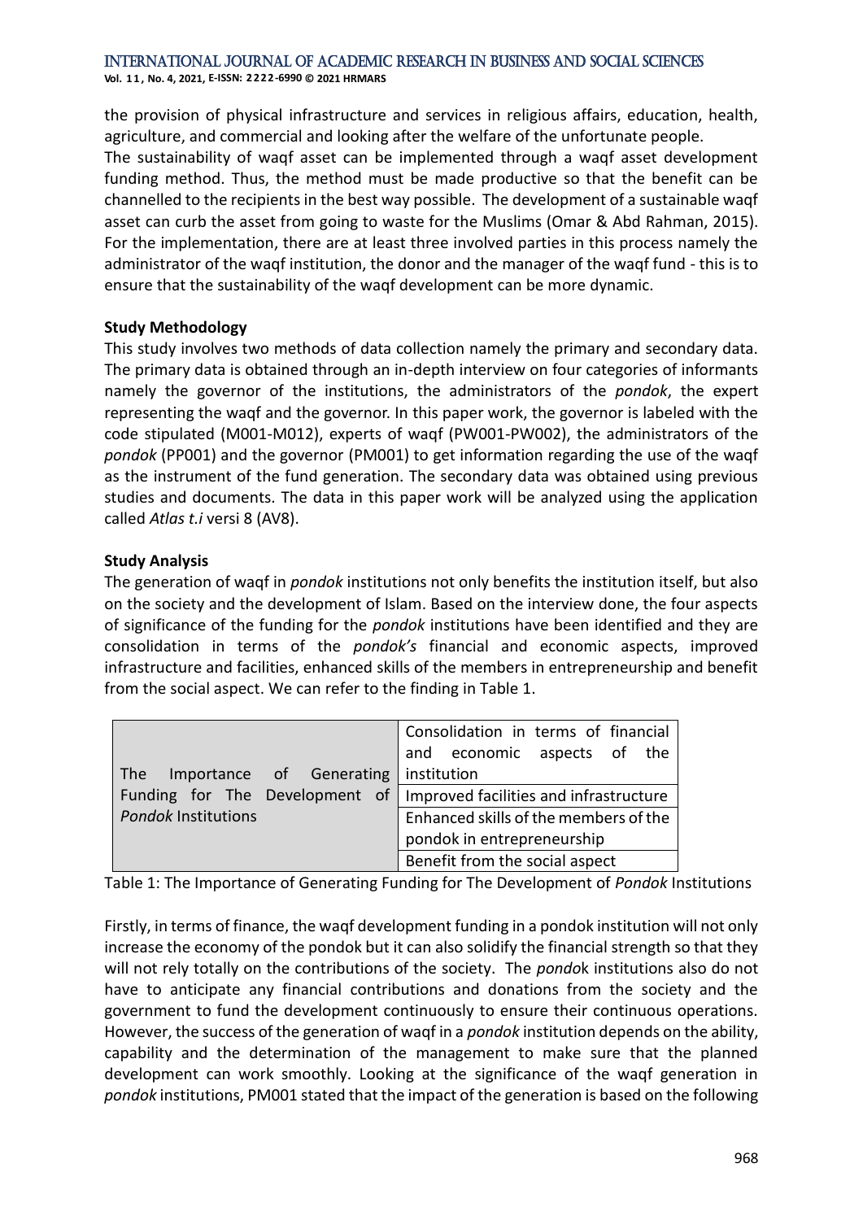the provision of physical infrastructure and services in religious affairs, education, health, agriculture, and commercial and looking after the welfare of the unfortunate people.

The sustainability of waqf asset can be implemented through a waqf asset development funding method. Thus, the method must be made productive so that the benefit can be channelled to the recipients in the best way possible. The development of a sustainable waqf asset can curb the asset from going to waste for the Muslims (Omar & Abd Rahman, 2015). For the implementation, there are at least three involved parties in this process namely the administrator of the waqf institution, the donor and the manager of the waqf fund - this is to ensure that the sustainability of the waqf development can be more dynamic.

**Study Methodology**

This study involves two methods of data collection namely the primary and secondary data. The primary data is obtained through an in-depth interview on four categories of informants namely the governor of the institutions, the administrators of the *pondok*, the expert representing the waqf and the governor. In this paper work, the governor is labeled with the code stipulated (M001-M012), experts of waqf (PW001-PW002), the administrators of the *pondok* (PP001) and the governor (PM001) to get information regarding the use of the waqf as the instrument of the fund generation. The secondary data was obtained using previous studies and documents. The data in this paper work will be analyzed using the application called *Atlas t.i* versi 8 (AV8).

**Study Analysis**

The generation of waqf in *pondok* institutions not only benefits the institution itself, but also on the society and the development of Islam. Based on the interview done, the four aspects of significance of the funding for the *pondok* institutions have been identified and they are consolidation in terms of the *pondok's* financial and economic aspects, improved infrastructure and facilities, enhanced skills of the members in entrepreneurship and benefit from the social aspect. We can refer to the finding in Table 1.

| | |
|---|---|
| The Importance of Generating Funding for The Development of *Pondok* Institutions | Consolidation in terms of financial and economic aspects of the institution |
| | Improved facilities and infrastructure |
| | Enhanced skills of the members of the pondok in entrepreneurship |
| | Benefit from the social aspect |

Table 1: The Importance of Generating Funding for The Development of *Pondok* Institutions

Firstly, in terms of finance, the waqf development funding in a pondok institution will not only increase the economy of the pondok but it can also solidify the financial strength so that they will not rely totally on the contributions of the society. The *pondo*k institutions also do not have to anticipate any financial contributions and donations from the society and the government to fund the development continuously to ensure their continuous operations. However, the success of the generation of waqf in a *pondok* institution depends on the ability, capability and the determination of the management to make sure that the planned development can work smoothly. Looking at the significance of the waqf generation in *pondok* institutions, PM001 stated that the impact of the generation is based on the following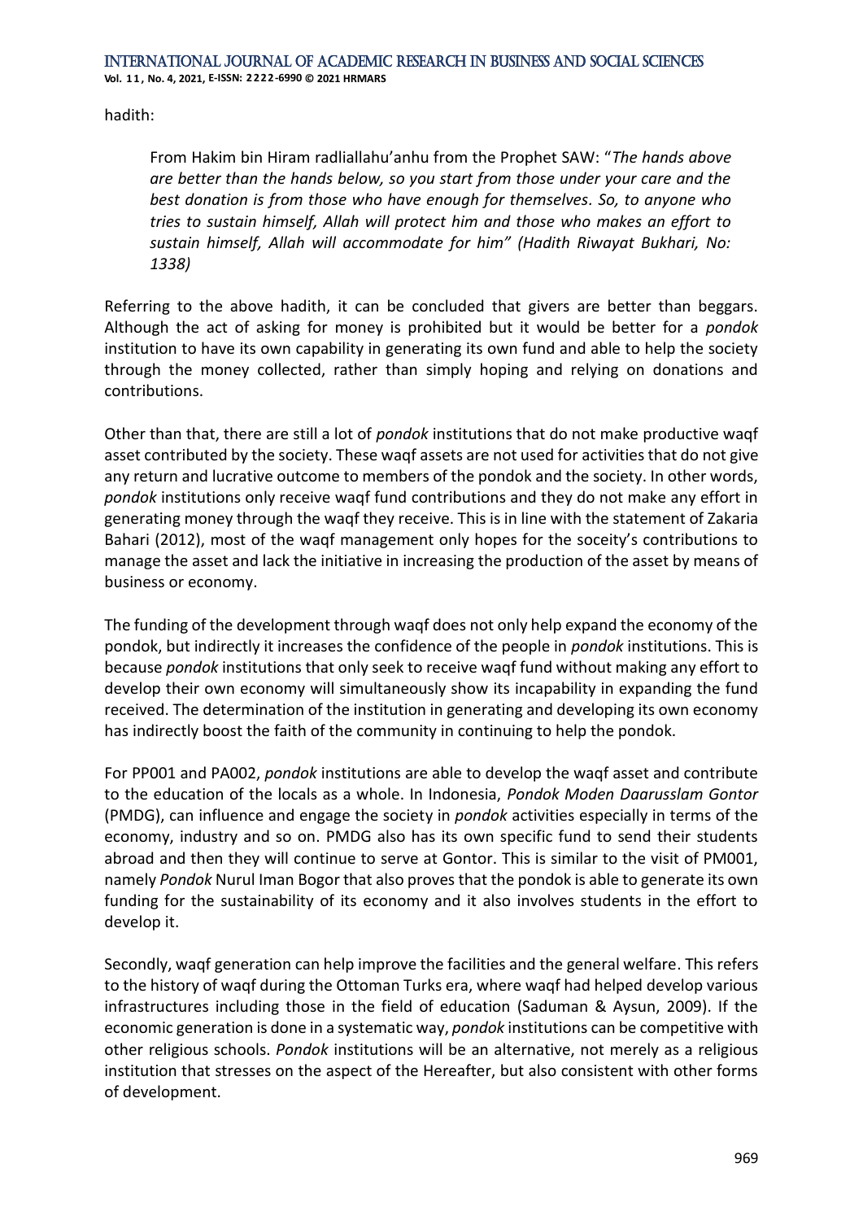hadith:

> From Hakim bin Hiram radliallahu'anhu from the Prophet SAW: "*The hands above are better than the hands below, so you start from those under your care and the best donation is from those who have enough for themselves. So, to anyone who tries to sustain himself, Allah will protect him and those who makes an effort to sustain himself, Allah will accommodate for him" (Hadith Riwayat Bukhari, No: 1338)*

Referring to the above hadith, it can be concluded that givers are better than beggars. Although the act of asking for money is prohibited but it would be better for a *pondok* institution to have its own capability in generating its own fund and able to help the society through the money collected, rather than simply hoping and relying on donations and contributions.

Other than that, there are still a lot of *pondok* institutions that do not make productive waqf asset contributed by the society. These waqf assets are not used for activities that do not give any return and lucrative outcome to members of the pondok and the society. In other words, *pondok* institutions only receive waqf fund contributions and they do not make any effort in generating money through the waqf they receive. This is in line with the statement of Zakaria Bahari (2012), most of the waqf management only hopes for the soceity's contributions to manage the asset and lack the initiative in increasing the production of the asset by means of business or economy.

The funding of the development through waqf does not only help expand the economy of the pondok, but indirectly it increases the confidence of the people in *pondok* institutions. This is because *pondok* institutions that only seek to receive waqf fund without making any effort to develop their own economy will simultaneously show its incapability in expanding the fund received. The determination of the institution in generating and developing its own economy has indirectly boost the faith of the community in continuing to help the pondok.

For PP001 and PA002, *pondok* institutions are able to develop the waqf asset and contribute to the education of the locals as a whole. In Indonesia, *Pondok Moden Daarusslam Gontor* (PMDG), can influence and engage the society in *pondok* activities especially in terms of the economy, industry and so on. PMDG also has its own specific fund to send their students abroad and then they will continue to serve at Gontor. This is similar to the visit of PM001, namely *Pondok* Nurul Iman Bogor that also proves that the pondok is able to generate its own funding for the sustainability of its economy and it also involves students in the effort to develop it.

Secondly, waqf generation can help improve the facilities and the general welfare. This refers to the history of waqf during the Ottoman Turks era, where waqf had helped develop various infrastructures including those in the field of education (Saduman & Aysun, 2009). If the economic generation is done in a systematic way, *pondok* institutions can be competitive with other religious schools. *Pondok* institutions will be an alternative, not merely as a religious institution that stresses on the aspect of the Hereafter, but also consistent with other forms of development.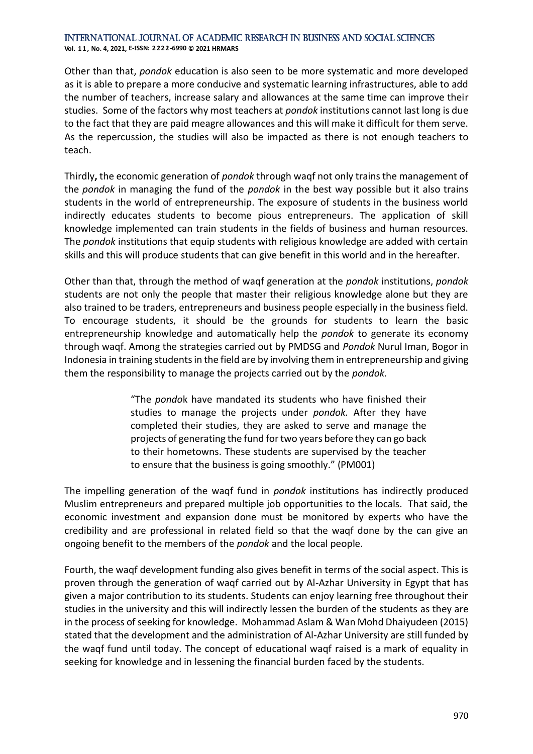Other than that, *pondok* education is also seen to be more systematic and more developed as it is able to prepare a more conducive and systematic learning infrastructures, able to add the number of teachers, increase salary and allowances at the same time can improve their studies. Some of the factors why most teachers at *pondok* institutions cannot last long is due to the fact that they are paid meagre allowances and this will make it difficult for them serve. As the repercussion, the studies will also be impacted as there is not enough teachers to teach.

Thirdly**,** the economic generation of *pondok* through waqf not only trains the management of the *pondok* in managing the fund of the *pondok* in the best way possible but it also trains students in the world of entrepreneurship. The exposure of students in the business world indirectly educates students to become pious entrepreneurs. The application of skill knowledge implemented can train students in the fields of business and human resources. The *pondok* institutions that equip students with religious knowledge are added with certain skills and this will produce students that can give benefit in this world and in the hereafter.

Other than that, through the method of waqf generation at the *pondok* institutions, *pondok* students are not only the people that master their religious knowledge alone but they are also trained to be traders, entrepreneurs and business people especially in the business field. To encourage students, it should be the grounds for students to learn the basic entrepreneurship knowledge and automatically help the *pondok* to generate its economy through waqf. Among the strategies carried out by PMDSG and *Pondok* Nurul Iman, Bogor in Indonesia in training students in the field are by involving them in entrepreneurship and giving them the responsibility to manage the projects carried out by the *pondok.*

> "The *pondo*k have mandated its students who have finished their studies to manage the projects under *pondok.* After they have completed their studies, they are asked to serve and manage the projects of generating the fund for two years before they can go back to their hometowns. These students are supervised by the teacher to ensure that the business is going smoothly." (PM001)

The impelling generation of the waqf fund in *pondok* institutions has indirectly produced Muslim entrepreneurs and prepared multiple job opportunities to the locals. That said, the economic investment and expansion done must be monitored by experts who have the credibility and are professional in related field so that the waqf done by the can give an ongoing benefit to the members of the *pondok* and the local people.

Fourth, the waqf development funding also gives benefit in terms of the social aspect. This is proven through the generation of waqf carried out by Al-Azhar University in Egypt that has given a major contribution to its students. Students can enjoy learning free throughout their studies in the university and this will indirectly lessen the burden of the students as they are in the process of seeking for knowledge. Mohammad Aslam & Wan Mohd Dhaiyudeen (2015) stated that the development and the administration of Al-Azhar University are still funded by the waqf fund until today. The concept of educational waqf raised is a mark of equality in seeking for knowledge and in lessening the financial burden faced by the students.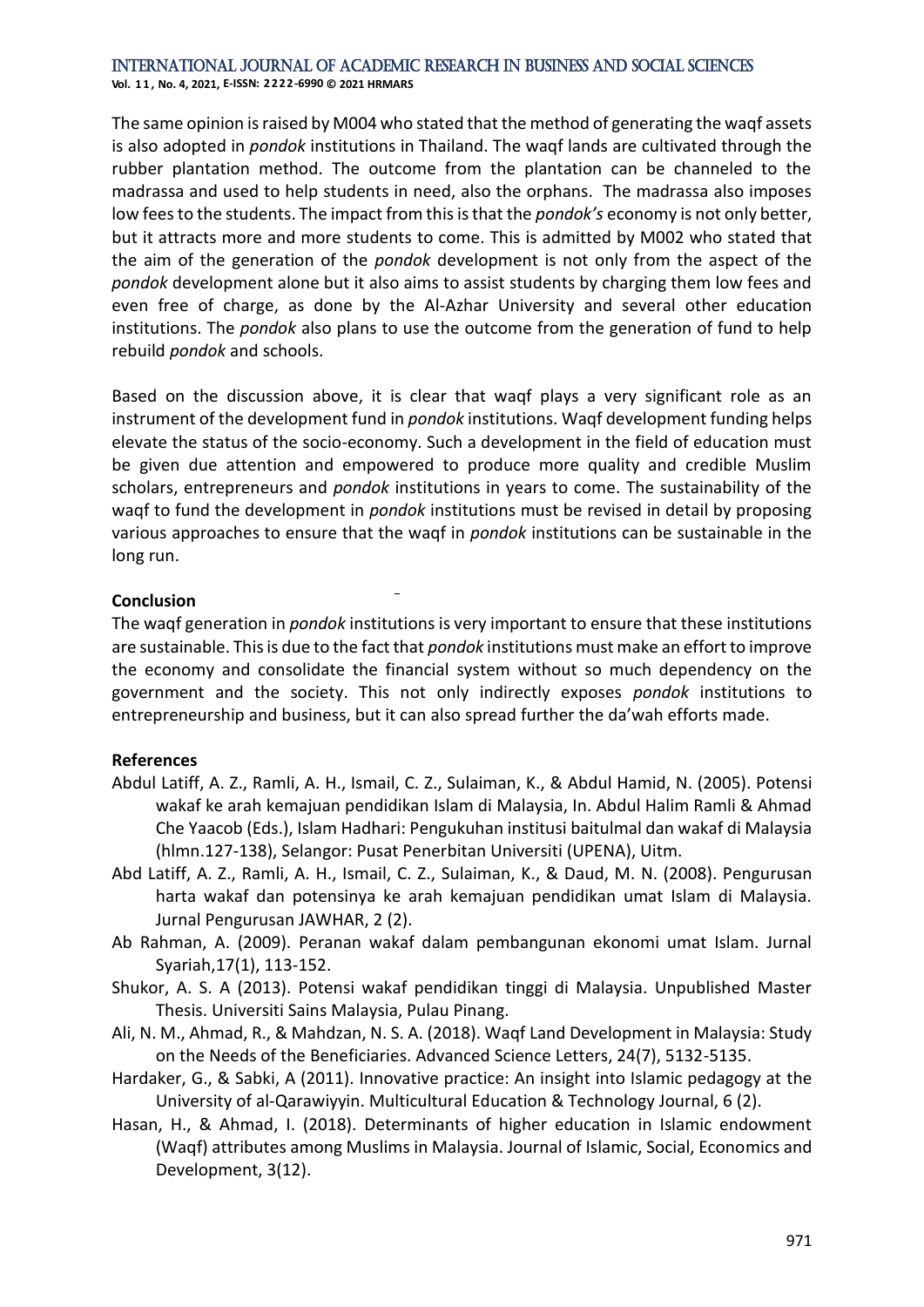The same opinion is raised by M004 who stated that the method of generating the waqf assets is also adopted in *pondok* institutions in Thailand. The waqf lands are cultivated through the rubber plantation method. The outcome from the plantation can be channeled to the madrassa and used to help students in need, also the orphans. The madrassa also imposes low fees to the students. The impact from this is that the *pondok's* economy is not only better, but it attracts more and more students to come. This is admitted by M002 who stated that the aim of the generation of the *pondok* development is not only from the aspect of the *pondok* development alone but it also aims to assist students by charging them low fees and even free of charge, as done by the Al-Azhar University and several other education institutions. The *pondok* also plans to use the outcome from the generation of fund to help rebuild *pondok* and schools.

Based on the discussion above, it is clear that waqf plays a very significant role as an instrument of the development fund in *pondok* institutions. Waqf development funding helps elevate the status of the socio-economy. Such a development in the field of education must be given due attention and empowered to produce more quality and credible Muslim scholars, entrepreneurs and *pondok* institutions in years to come. The sustainability of the waqf to fund the development in *pondok* institutions must be revised in detail by proposing various approaches to ensure that the waqf in *pondok* institutions can be sustainable in the long run.

**Conclusion**

The waqf generation in *pondok* institutions is very important to ensure that these institutions are sustainable. This is due to the fact that *pondok* institutions must make an effort to improve the economy and consolidate the financial system without so much dependency on the government and the society. This not only indirectly exposes *pondok* institutions to entrepreneurship and business, but it can also spread further the da'wah efforts made.

**References**

Abdul Latiff, A. Z., Ramli, A. H., Ismail, C. Z., Sulaiman, K., & Abdul Hamid, N. (2005). Potensi wakaf ke arah kemajuan pendidikan Islam di Malaysia, In. Abdul Halim Ramli & Ahmad Che Yaacob (Eds.), Islam Hadhari: Pengukuhan institusi baitulmal dan wakaf di Malaysia (hlmn.127-138), Selangor: Pusat Penerbitan Universiti (UPENA), Uitm.

Abd Latiff, A. Z., Ramli, A. H., Ismail, C. Z., Sulaiman, K., & Daud, M. N. (2008). Pengurusan harta wakaf dan potensinya ke arah kemajuan pendidikan umat Islam di Malaysia. Jurnal Pengurusan JAWHAR, 2 (2).

Ab Rahman, A. (2009). Peranan wakaf dalam pembangunan ekonomi umat Islam. Jurnal Syariah,17(1), 113-152.

Shukor, A. S. A (2013). Potensi wakaf pendidikan tinggi di Malaysia. Unpublished Master Thesis. Universiti Sains Malaysia, Pulau Pinang.

Ali, N. M., Ahmad, R., & Mahdzan, N. S. A. (2018). Waqf Land Development in Malaysia: Study on the Needs of the Beneficiaries. Advanced Science Letters, 24(7), 5132-5135.

Hardaker, G., & Sabki, A (2011). Innovative practice: An insight into Islamic pedagogy at the University of al-Qarawiyyin. Multicultural Education & Technology Journal, 6 (2).

Hasan, H., & Ahmad, I. (2018). Determinants of higher education in Islamic endowment (Waqf) attributes among Muslims in Malaysia. Journal of Islamic, Social, Economics and Development, 3(12).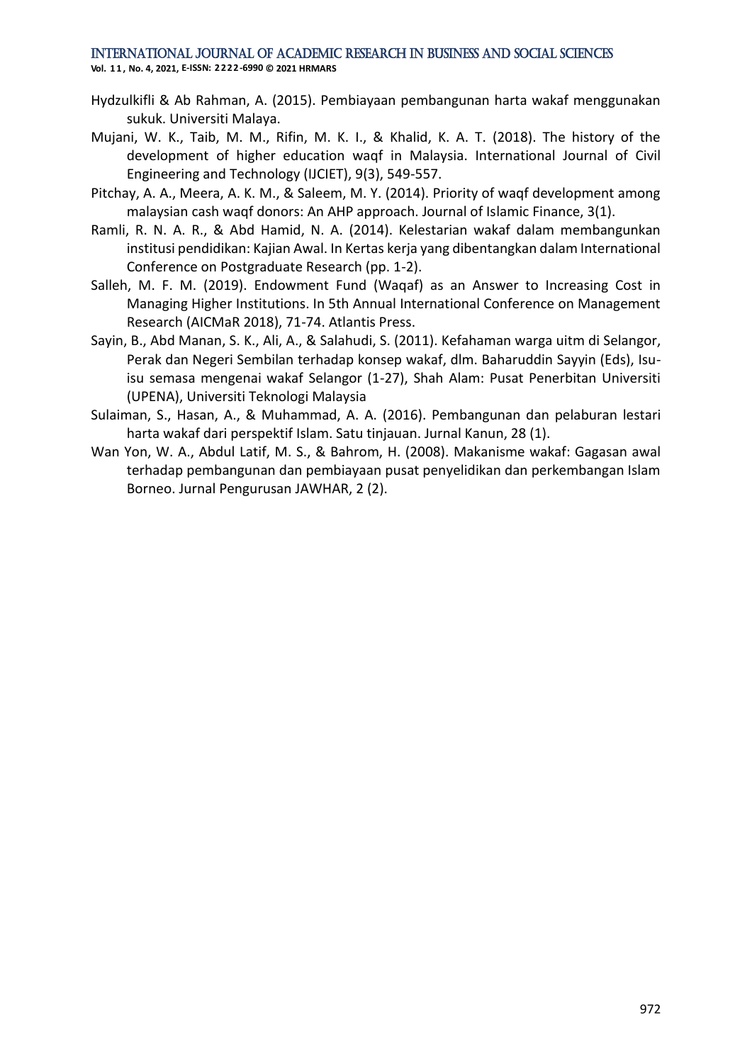Hydzulkifli & Ab Rahman, A. (2015). Pembiayaan pembangunan harta wakaf menggunakan sukuk. Universiti Malaya.

Mujani, W. K., Taib, M. M., Rifin, M. K. I., & Khalid, K. A. T. (2018). The history of the development of higher education waqf in Malaysia. International Journal of Civil Engineering and Technology (IJCIET), 9(3), 549-557.

Pitchay, A. A., Meera, A. K. M., & Saleem, M. Y. (2014). Priority of waqf development among malaysian cash waqf donors: An AHP approach. Journal of Islamic Finance, 3(1).

Ramli, R. N. A. R., & Abd Hamid, N. A. (2014). Kelestarian wakaf dalam membangunkan institusi pendidikan: Kajian Awal. In Kertas kerja yang dibentangkan dalam International Conference on Postgraduate Research (pp. 1-2).

Salleh, M. F. M. (2019). Endowment Fund (Waqaf) as an Answer to Increasing Cost in Managing Higher Institutions. In 5th Annual International Conference on Management Research (AICMaR 2018), 71-74. Atlantis Press.

Sayin, B., Abd Manan, S. K., Ali, A., & Salahudi, S. (2011). Kefahaman warga uitm di Selangor, Perak dan Negeri Sembilan terhadap konsep wakaf, dlm. Baharuddin Sayyin (Eds), Isu-isu semasa mengenai wakaf Selangor (1-27), Shah Alam: Pusat Penerbitan Universiti (UPENA), Universiti Teknologi Malaysia

Sulaiman, S., Hasan, A., & Muhammad, A. A. (2016). Pembangunan dan pelaburan lestari harta wakaf dari perspektif Islam. Satu tinjauan. Jurnal Kanun, 28 (1).

Wan Yon, W. A., Abdul Latif, M. S., & Bahrom, H. (2008). Makanisme wakaf: Gagasan awal terhadap pembangunan dan pembiayaan pusat penyelidikan dan perkembangan Islam Borneo. Jurnal Pengurusan JAWHAR, 2 (2).